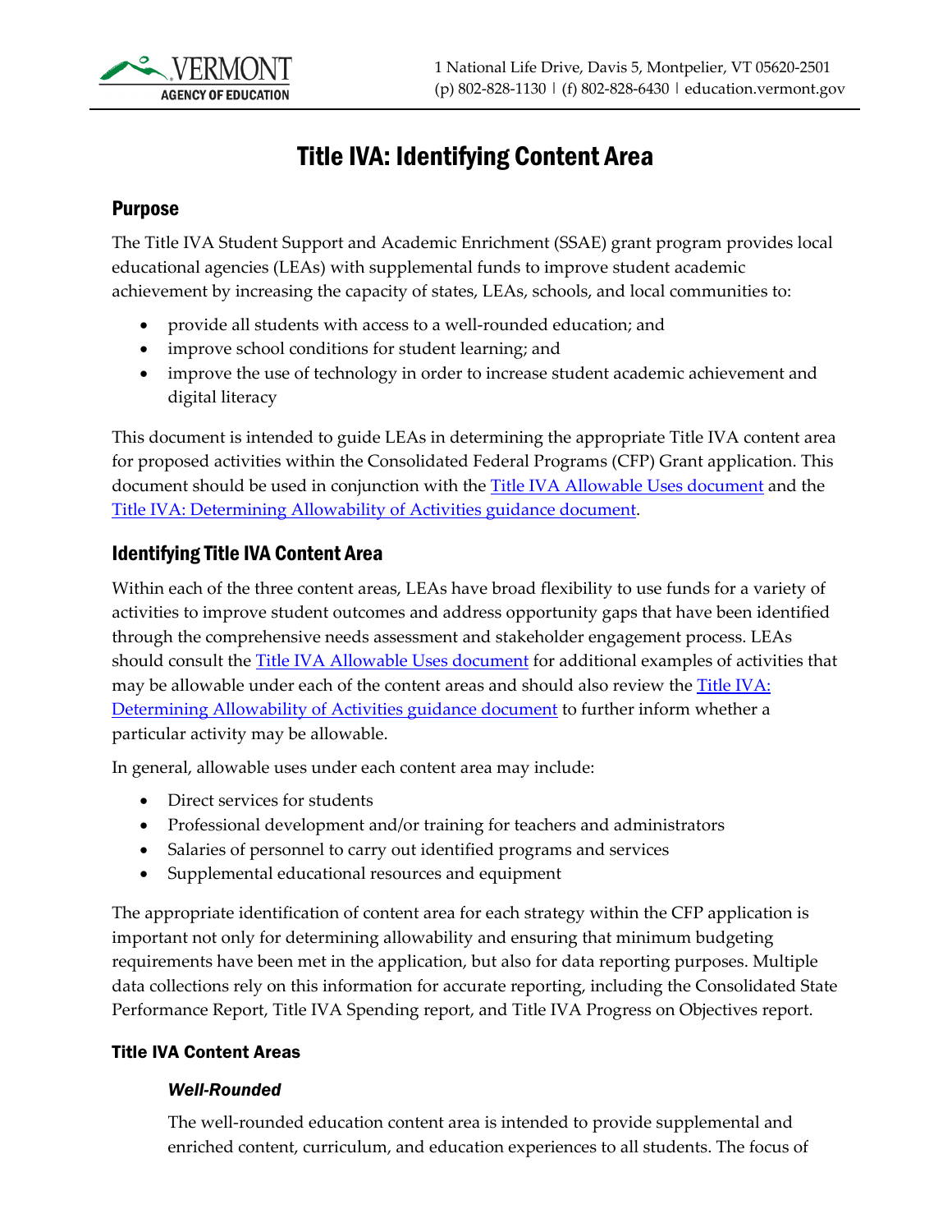# Title IVA: Identifying Content Area

## Purpose

The Title IVA Student Support and Academic Enrichment (SSAE) grant program provides local educational agencies (LEAs) with supplemental funds to improve student academic achievement by increasing the capacity of states, LEAs, schools, and local communities to:

- provide all students with access to a well-rounded education; and
- improve school conditions for student learning; and
- improve the use of technology in order to increase student academic achievement and digital literacy

This document is intended to guide LEAs in determining the appropriate Title IVA content area for proposed activities within the Consolidated Federal Programs (CFP) Grant application. This document should be used in conjunction with the Title IVA Allowable Uses document and the Title IVA: Determining Allowability of Activities guidance document.

## Identifying Title IVA Content Area

Within each of the three content areas, LEAs have broad flexibility to use funds for a variety of activities to improve student outcomes and address opportunity gaps that have been identified through the comprehensive needs assessment and stakeholder engagement process. LEAs should consult the Title IVA Allowable Uses document for additional examples of activities that may be allowable under each of the content areas and should also review the Title IVA: Determining Allowability of Activities guidance document to further inform whether a particular activity may be allowable.

In general, allowable uses under each content area may include:

- Direct services for students
- Professional development and/or training for teachers and administrators
- Salaries of personnel to carry out identified programs and services
- Supplemental educational resources and equipment

The appropriate identification of content area for each strategy within the CFP application is important not only for determining allowability and ensuring that minimum budgeting requirements have been met in the application, but also for data reporting purposes. Multiple data collections rely on this information for accurate reporting, including the Consolidated State Performance Report, Title IVA Spending report, and Title IVA Progress on Objectives report.

### Title IVA Content Areas

#### *Well-Rounded*

The well-rounded education content area is intended to provide supplemental and enriched content, curriculum, and education experiences to all students. The focus of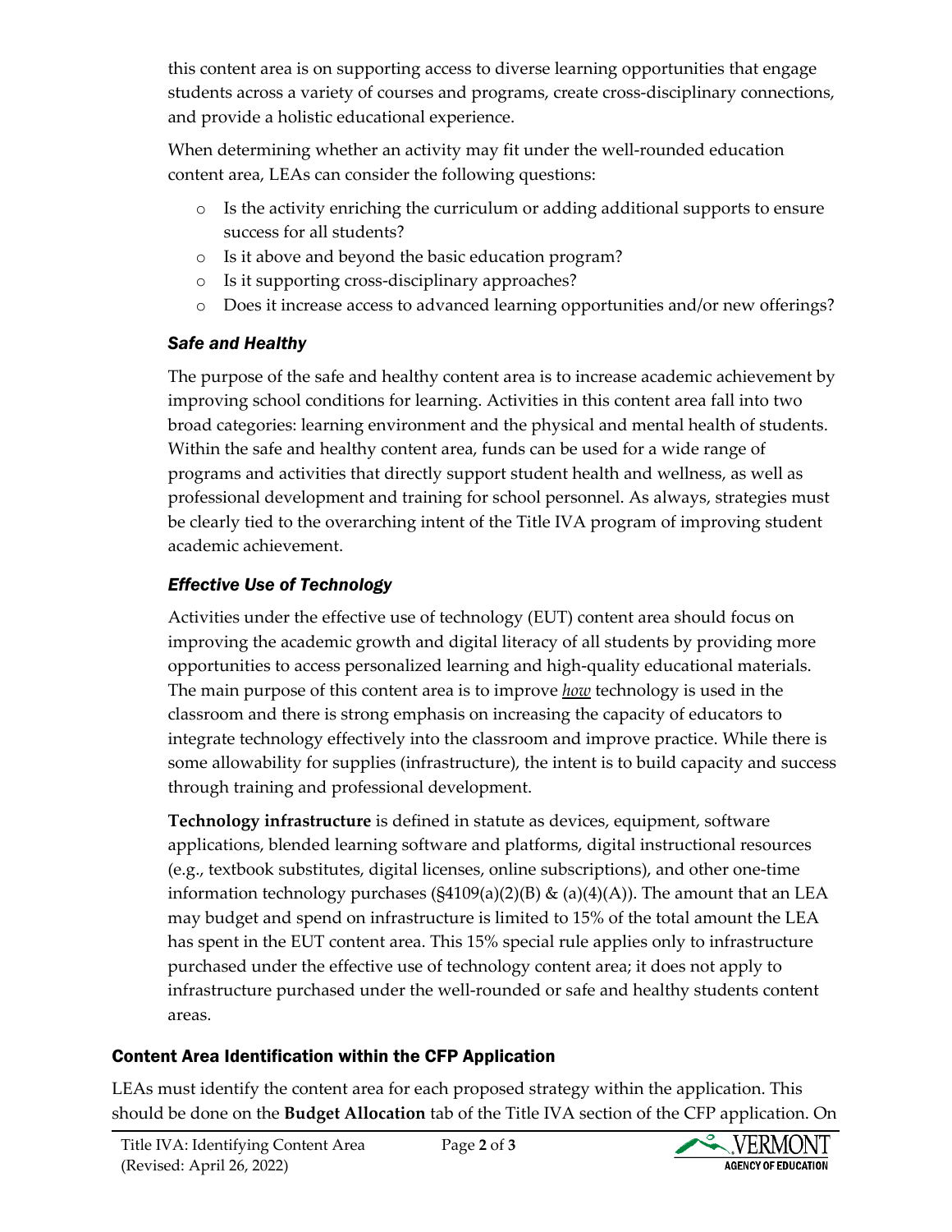this content area is on supporting access to diverse learning opportunities that engage students across a variety of courses and programs, create cross-disciplinary connections, and provide a holistic educational experience.

When determining whether an activity may fit under the well-rounded education content area, LEAs can consider the following questions:

- Is the activity enriching the curriculum or adding additional supports to ensure success for all students?
- Is it above and beyond the basic education program?
- Is it supporting cross-disciplinary approaches?
- Does it increase access to advanced learning opportunities and/or new offerings?

### *Safe and Healthy*

The purpose of the safe and healthy content area is to increase academic achievement by improving school conditions for learning. Activities in this content area fall into two broad categories: learning environment and the physical and mental health of students. Within the safe and healthy content area, funds can be used for a wide range of programs and activities that directly support student health and wellness, as well as professional development and training for school personnel. As always, strategies must be clearly tied to the overarching intent of the Title IVA program of improving student academic achievement.

### *Effective Use of Technology*

Activities under the effective use of technology (EUT) content area should focus on improving the academic growth and digital literacy of all students by providing more opportunities to access personalized learning and high-quality educational materials. The main purpose of this content area is to improve ***how*** technology is used in the classroom and there is strong emphasis on increasing the capacity of educators to integrate technology effectively into the classroom and improve practice. While there is some allowability for supplies (infrastructure), the intent is to build capacity and success through training and professional development.

**Technology infrastructure** is defined in statute as devices, equipment, software applications, blended learning software and platforms, digital instructional resources (e.g., textbook substitutes, digital licenses, online subscriptions), and other one-time information technology purchases (§4109(a)(2)(B) & (a)(4)(A)). The amount that an LEA may budget and spend on infrastructure is limited to 15% of the total amount the LEA has spent in the EUT content area. This 15% special rule applies only to infrastructure purchased under the effective use of technology content area; it does not apply to infrastructure purchased under the well-rounded or safe and healthy students content areas.

## Content Area Identification within the CFP Application

LEAs must identify the content area for each proposed strategy within the application. This should be done on the **Budget Allocation** tab of the Title IVA section of the CFP application. On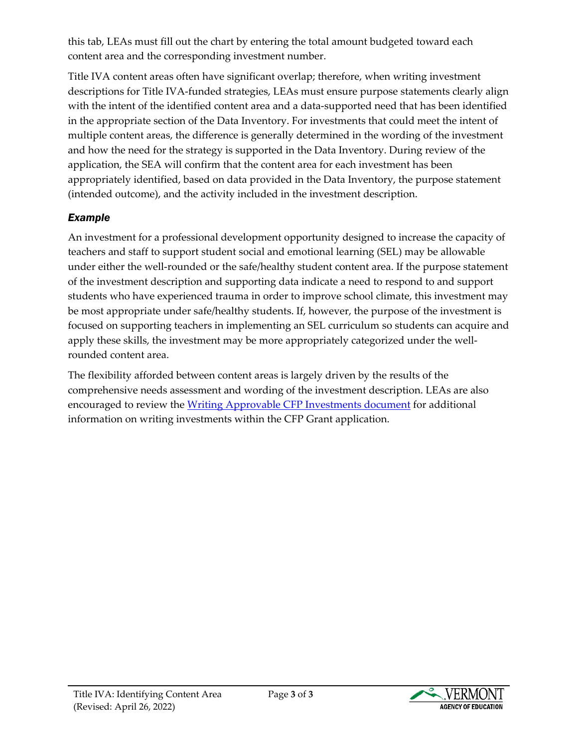this tab, LEAs must fill out the chart by entering the total amount budgeted toward each content area and the corresponding investment number.

Title IVA content areas often have significant overlap; therefore, when writing investment descriptions for Title IVA-funded strategies, LEAs must ensure purpose statements clearly align with the intent of the identified content area and a data-supported need that has been identified in the appropriate section of the Data Inventory. For investments that could meet the intent of multiple content areas, the difference is generally determined in the wording of the investment and how the need for the strategy is supported in the Data Inventory. During review of the application, the SEA will confirm that the content area for each investment has been appropriately identified, based on data provided in the Data Inventory, the purpose statement (intended outcome), and the activity included in the investment description.

### *Example*

An investment for a professional development opportunity designed to increase the capacity of teachers and staff to support student social and emotional learning (SEL) may be allowable under either the well-rounded or the safe/healthy student content area. If the purpose statement of the investment description and supporting data indicate a need to respond to and support students who have experienced trauma in order to improve school climate, this investment may be most appropriate under safe/healthy students. If, however, the purpose of the investment is focused on supporting teachers in implementing an SEL curriculum so students can acquire and apply these skills, the investment may be more appropriately categorized under the well-rounded content area.

The flexibility afforded between content areas is largely driven by the results of the comprehensive needs assessment and wording of the investment description. LEAs are also encouraged to review the Writing Approvable CFP Investments document for additional information on writing investments within the CFP Grant application.